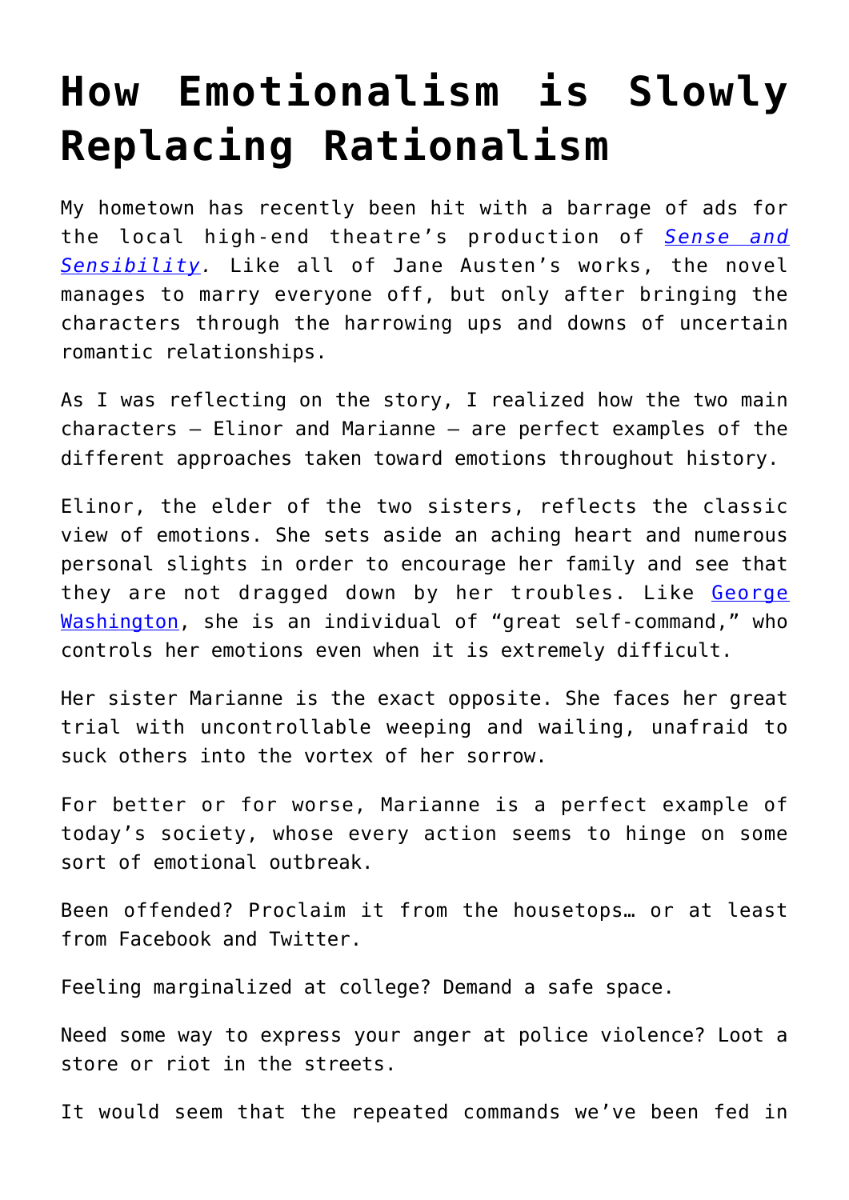# How Emotionalism is Slowly Replacing Rationalism

My hometown has recently been hit with a barrage of ads for the local high-end theatre's production of *Sense and Sensibility*. Like all of Jane Austen's works, the novel manages to marry everyone off, but only after bringing the characters through the harrowing ups and downs of uncertain romantic relationships.

As I was reflecting on the story, I realized how the two main characters – Elinor and Marianne – are perfect examples of the different approaches taken toward emotions throughout history.

Elinor, the elder of the two sisters, reflects the classic view of emotions. She sets aside an aching heart and numerous personal slights in order to encourage her family and see that they are not dragged down by her troubles. Like George Washington, she is an individual of "great self-command," who controls her emotions even when it is extremely difficult.

Her sister Marianne is the exact opposite. She faces her great trial with uncontrollable weeping and wailing, unafraid to suck others into the vortex of her sorrow.

For better or for worse, Marianne is a perfect example of today's society, whose every action seems to hinge on some sort of emotional outbreak.

Been offended? Proclaim it from the housetops… or at least from Facebook and Twitter.

Feeling marginalized at college? Demand a safe space.

Need some way to express your anger at police violence? Loot a store or riot in the streets.

It would seem that the repeated commands we've been fed in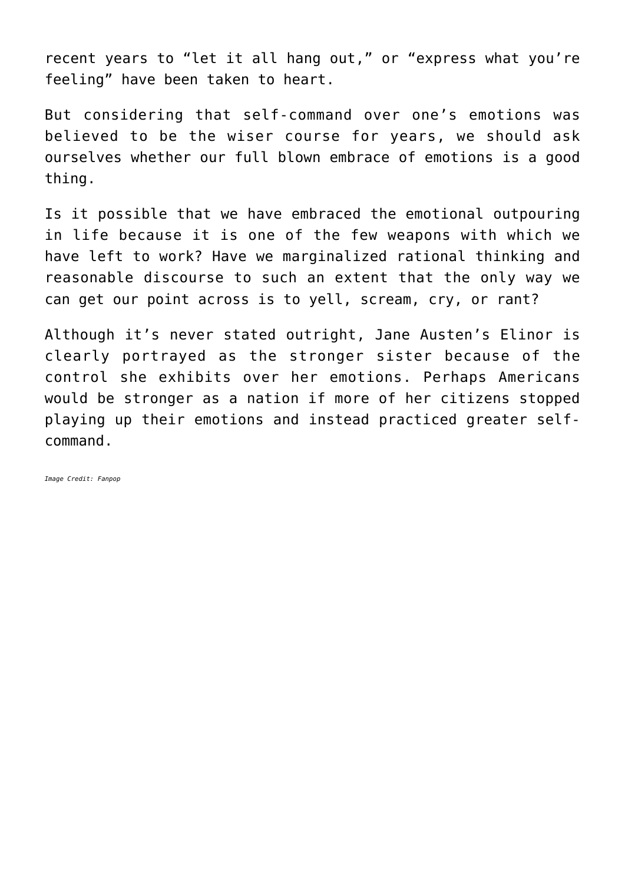recent years to “let it all hang out,” or “express what you’re feeling” have been taken to heart.

But considering that self-command over one’s emotions was believed to be the wiser course for years, we should ask ourselves whether our full blown embrace of emotions is a good thing.

Is it possible that we have embraced the emotional outpouring in life because it is one of the few weapons with which we have left to work? Have we marginalized rational thinking and reasonable discourse to such an extent that the only way we can get our point across is to yell, scream, cry, or rant?

Although it’s never stated outright, Jane Austen’s Elinor is clearly portrayed as the stronger sister because of the control she exhibits over her emotions. Perhaps Americans would be stronger as a nation if more of her citizens stopped playing up their emotions and instead practiced greater self-command.

*Image Credit: Fanpop*